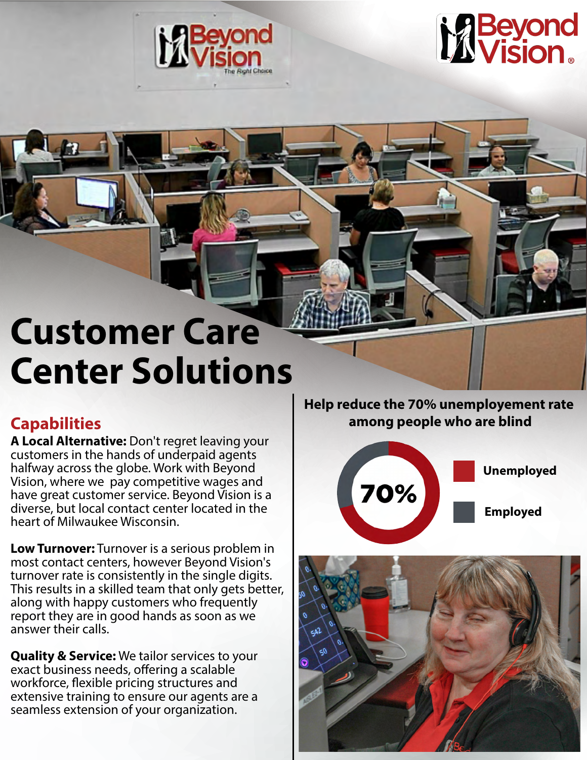Beyond Vision®

# Customer Care Center Solutions

## Capabilities

**A Local Alternative:** Don't regret leaving your customers in the hands of underpaid agents halfway across the globe. Work with Beyond Vision, where we pay competitive wages and have great customer service. Beyond Vision is a diverse, but local contact center located in the heart of Milwaukee Wisconsin.

**Low Turnover:** Turnover is a serious problem in most contact centers, however Beyond Vision's turnover rate is consistently in the single digits. This results in a skilled team that only gets better, along with happy customers who frequently report they are in good hands as soon as we answer their calls.

**Quality & Service:** We tailor services to your exact business needs, offering a scalable workforce, flexible pricing structures and extensive training to ensure our agents are a seamless extension of your organization.

**Help reduce the 70% unemployement rate among people who are blind**

70%

- Unemployed
- Employed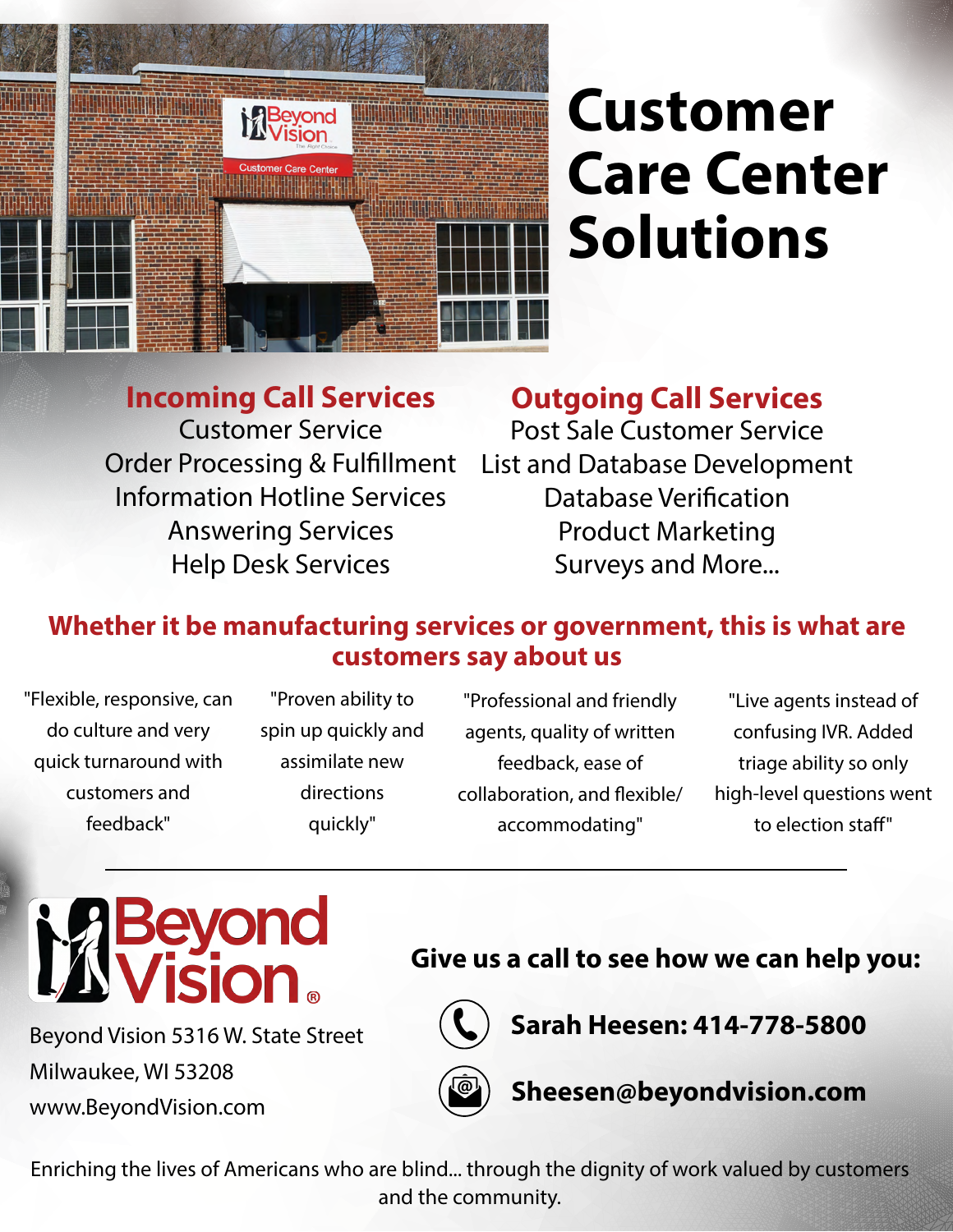# Customer Care Center Solutions

## Incoming Call Services

Customer Service
Order Processing & Fulfillment
Information Hotline Services
Answering Services
Help Desk Services

## Outgoing Call Services

Post Sale Customer Service
List and Database Development
Database Verification
Product Marketing
Surveys and More...

## Whether it be manufacturing services or government, this is what are customers say about us

"Flexible, responsive, can do culture and very quick turnaround with customers and feedback"

"Proven ability to spin up quickly and assimilate new directions quickly"

"Professional and friendly agents, quality of written feedback, ease of collaboration, and flexible/accommodating"

"Live agents instead of confusing IVR. Added triage ability so only high-level questions went to election staff"

---

Beyond Vision®

Beyond Vision 5316 W. State Street
Milwaukee, WI 53208
www.BeyondVision.com

**Give us a call to see how we can help you:**

**Sarah Heesen: 414-778-5800**

**Sheesen@beyondvision.com**

Enriching the lives of Americans who are blind... through the dignity of work valued by customers and the community.